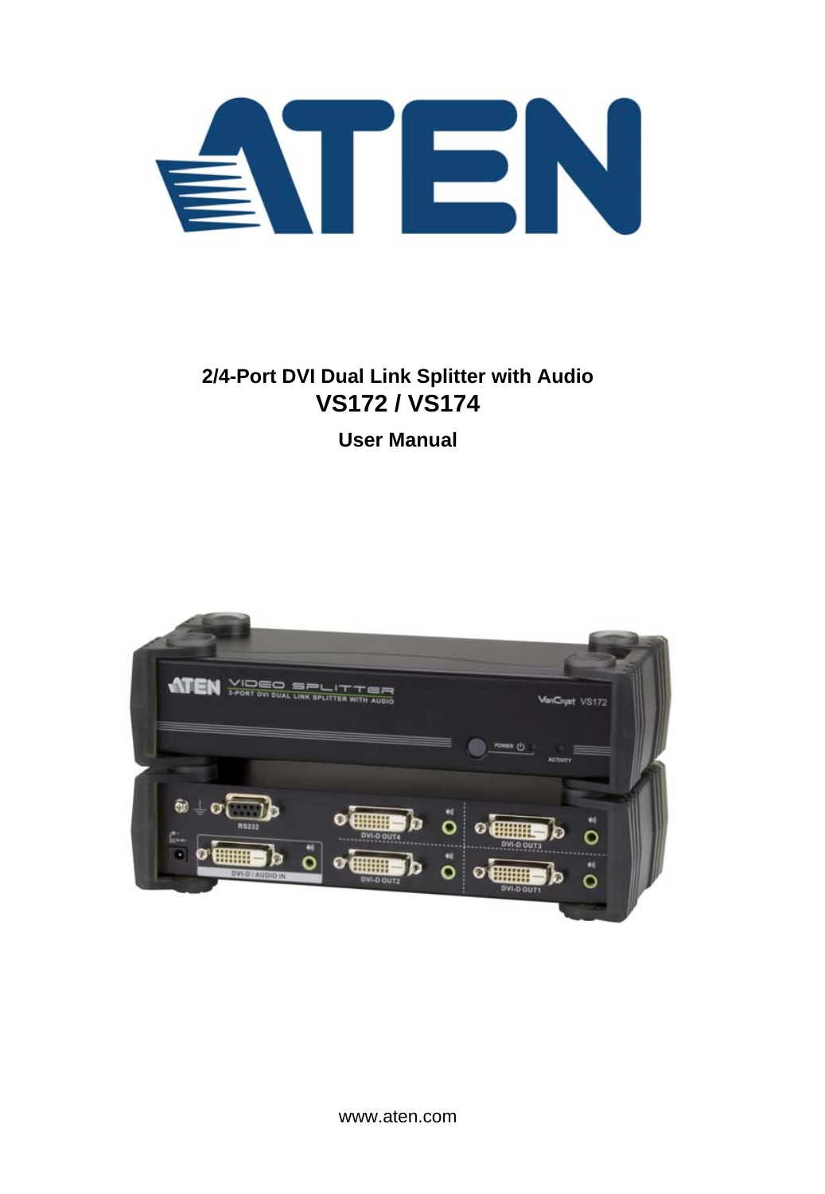# 2/4-Port DVI Dual Link Splitter with Audio

# VS172 / VS174

## User Manual

www.aten.com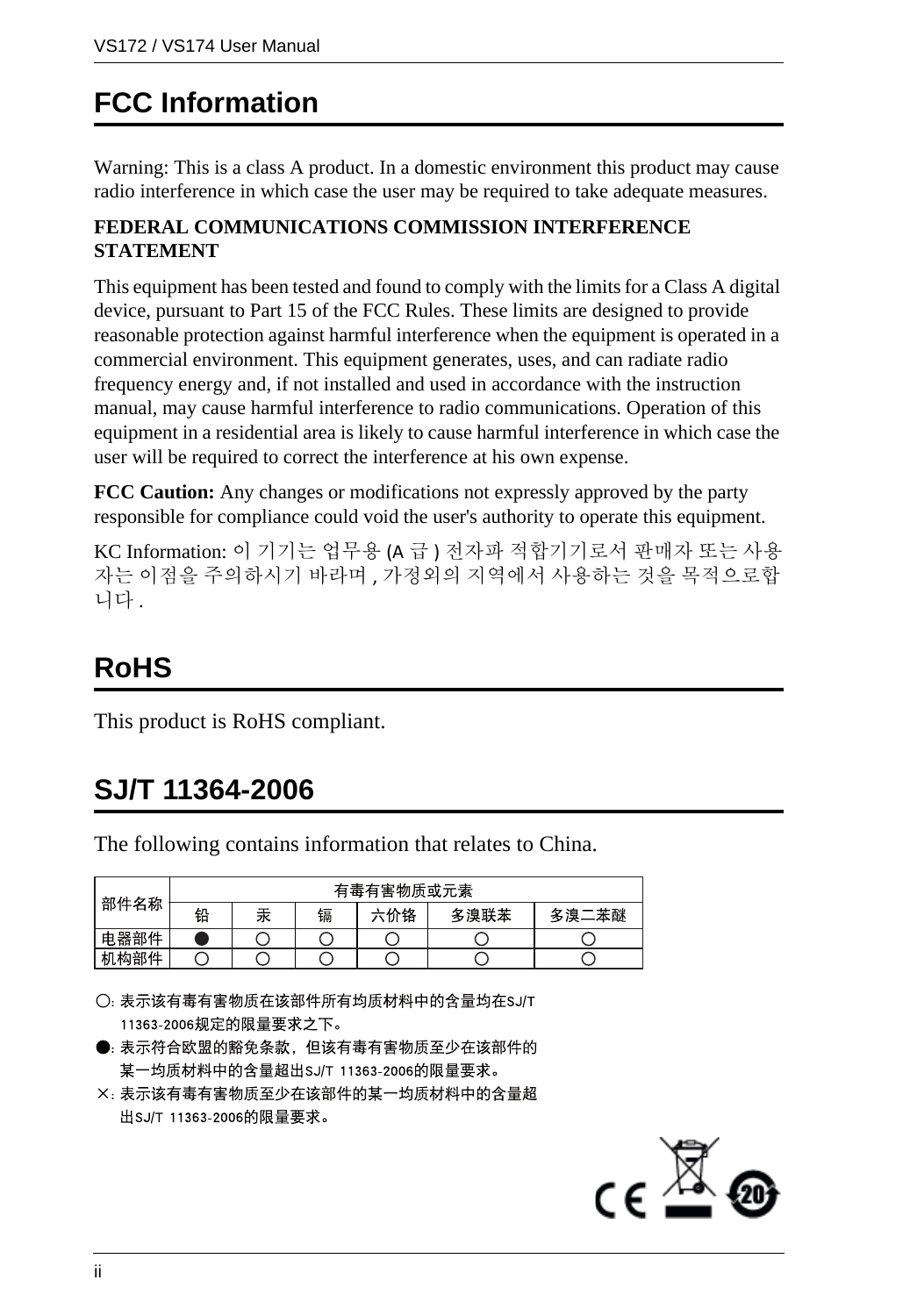## FCC Information

Warning: This is a class A product. In a domestic environment this product may cause radio interference in which case the user may be required to take adequate measures.

**FEDERAL COMMUNICATIONS COMMISSION INTERFERENCE STATEMENT**

This equipment has been tested and found to comply with the limits for a Class A digital device, pursuant to Part 15 of the FCC Rules. These limits are designed to provide reasonable protection against harmful interference when the equipment is operated in a commercial environment. This equipment generates, uses, and can radiate radio frequency energy and, if not installed and used in accordance with the instruction manual, may cause harmful interference to radio communications. Operation of this equipment in a residential area is likely to cause harmful interference in which case the user will be required to correct the interference at his own expense.

**FCC Caution:** Any changes or modifications not expressly approved by the party responsible for compliance could void the user's authority to operate this equipment.

KC Information: 이 기기는 업무용 (A 급 ) 전자파 적합기기로서 판매자 또는 사용자는 이점을 주의하시기 바라며 , 가정외의 지역에서 사용하는 것을 목적으로합니다 .

## RoHS

This product is RoHS compliant.

## SJ/T 11364-2006

The following contains information that relates to China.

| 部件名称 | 有毒有害物质或元素 | | | | | |
|---|---|---|---|---|---|---|
| | 铅 | 汞 | 镉 | 六价铬 | 多溴联苯 | 多溴二苯醚 |
| 电器部件 | ● | ○ | ○ | ○ | ○ | ○ |
| 机构部件 | ○ | ○ | ○ | ○ | ○ | ○ |

○: 表示该有毒有害物质在该部件所有均质材料中的含量均在SJ/T 11363-2006规定的限量要求之下。

●: 表示符合欧盟的豁免条款，但该有毒有害物质至少在该部件的某一均质材料中的含量超出SJ/T 11363-2006的限量要求。

×: 表示该有毒有害物质至少在该部件的某一均质材料中的含量超出SJ/T 11363-2006的限量要求。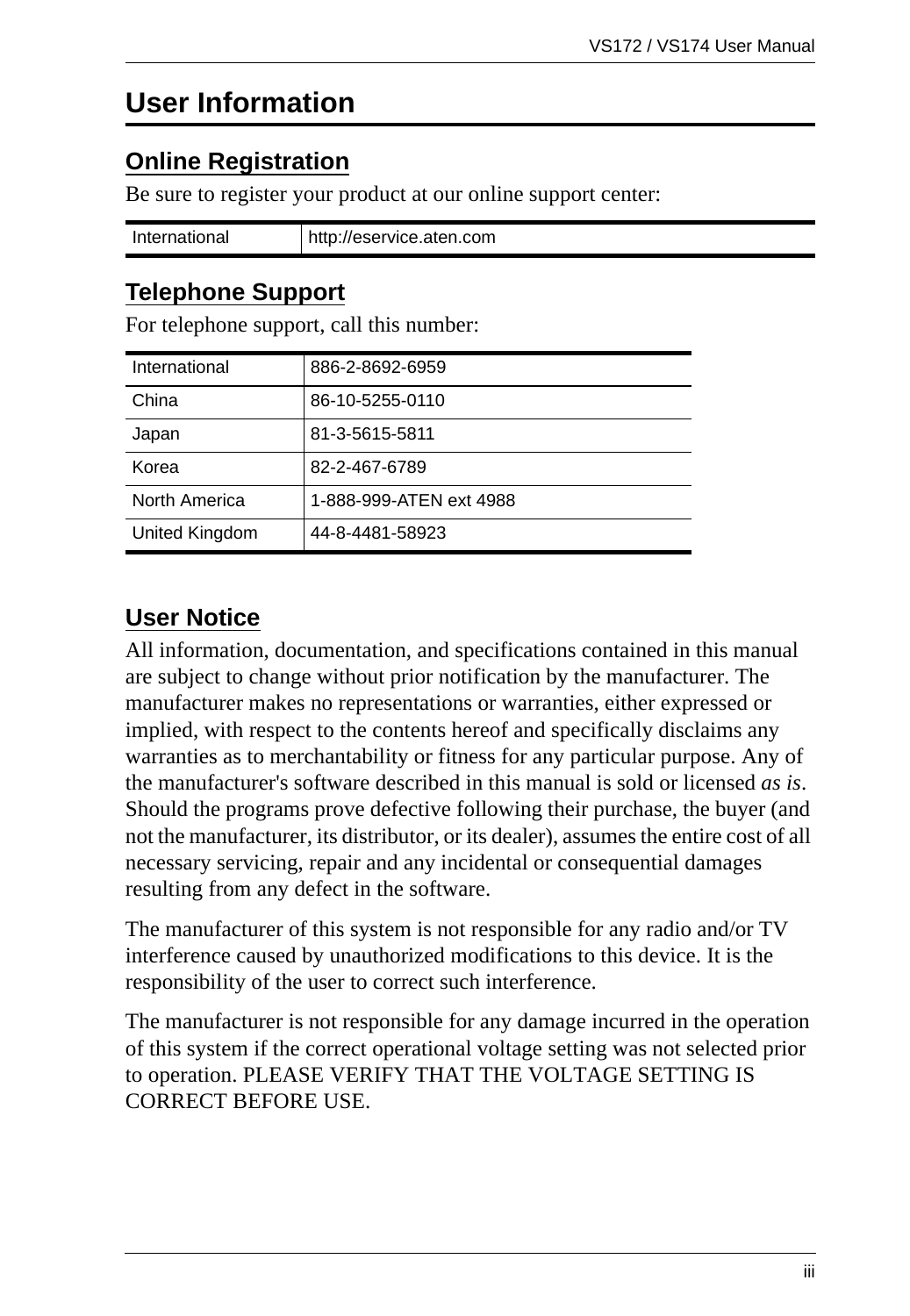# User Information

## Online Registration

Be sure to register your product at our online support center:

| International | http://eservice.aten.com |
|---|---|

## Telephone Support

For telephone support, call this number:

| International | 886-2-8692-6959 |
|---|---|
| China | 86-10-5255-0110 |
| Japan | 81-3-5615-5811 |
| Korea | 82-2-467-6789 |
| North America | 1-888-999-ATEN ext 4988 |
| United Kingdom | 44-8-4481-58923 |

## User Notice

All information, documentation, and specifications contained in this manual are subject to change without prior notification by the manufacturer. The manufacturer makes no representations or warranties, either expressed or implied, with respect to the contents hereof and specifically disclaims any warranties as to merchantability or fitness for any particular purpose. Any of the manufacturer's software described in this manual is sold or licensed *as is*. Should the programs prove defective following their purchase, the buyer (and not the manufacturer, its distributor, or its dealer), assumes the entire cost of all necessary servicing, repair and any incidental or consequential damages resulting from any defect in the software.

The manufacturer of this system is not responsible for any radio and/or TV interference caused by unauthorized modifications to this device. It is the responsibility of the user to correct such interference.

The manufacturer is not responsible for any damage incurred in the operation of this system if the correct operational voltage setting was not selected prior to operation. PLEASE VERIFY THAT THE VOLTAGE SETTING IS CORRECT BEFORE USE.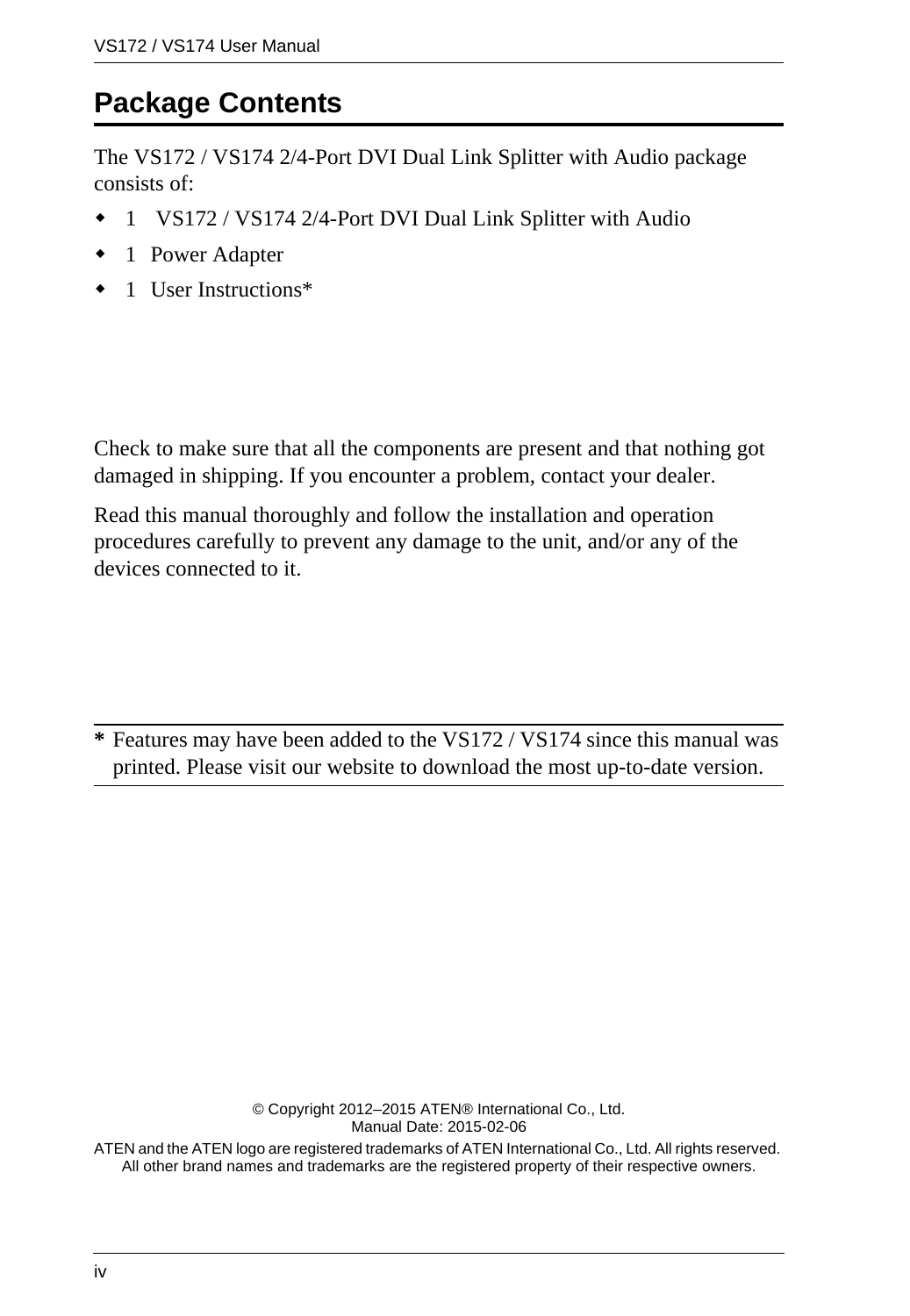# Package Contents

The VS172 / VS174 2/4-Port DVI Dual Link Splitter with Audio package consists of:

- 1 VS172 / VS174 2/4-Port DVI Dual Link Splitter with Audio
- 1 Power Adapter
- 1 User Instructions*

Check to make sure that all the components are present and that nothing got damaged in shipping. If you encounter a problem, contact your dealer.

Read this manual thoroughly and follow the installation and operation procedures carefully to prevent any damage to the unit, and/or any of the devices connected to it.

**\*** Features may have been added to the VS172 / VS174 since this manual was printed. Please visit our website to download the most up-to-date version.

© Copyright 2012–2015 ATEN® International Co., Ltd.
Manual Date: 2015-02-06

ATEN and the ATEN logo are registered trademarks of ATEN International Co., Ltd. All rights reserved.
All other brand names and trademarks are the registered property of their respective owners.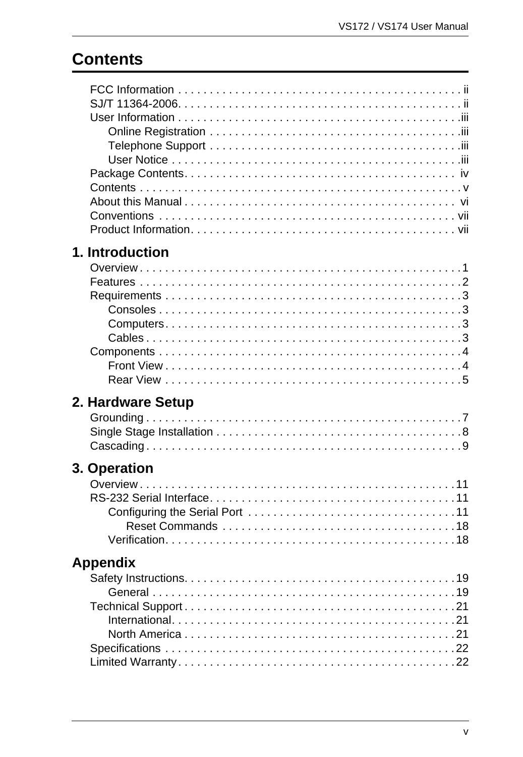# Contents

FCC Information . . . . . . . . . . . . . . . . . . . . . . . . . . . . . . . . . . . . . . . . . . . . . ii
SJ/T 11364-2006. . . . . . . . . . . . . . . . . . . . . . . . . . . . . . . . . . . . . . . . . . . . . . ii
User Information . . . . . . . . . . . . . . . . . . . . . . . . . . . . . . . . . . . . . . . . . . . . .iii
  Online Registration . . . . . . . . . . . . . . . . . . . . . . . . . . . . . . . . . . . . . . . .iii
  Telephone Support . . . . . . . . . . . . . . . . . . . . . . . . . . . . . . . . . . . . . . . .iii
  User Notice . . . . . . . . . . . . . . . . . . . . . . . . . . . . . . . . . . . . . . . . . . . . .iii
Package Contents. . . . . . . . . . . . . . . . . . . . . . . . . . . . . . . . . . . . . . . . . . . iv
Contents . . . . . . . . . . . . . . . . . . . . . . . . . . . . . . . . . . . . . . . . . . . . . . . . . . v
About this Manual . . . . . . . . . . . . . . . . . . . . . . . . . . . . . . . . . . . . . . . . . . . vi
Conventions . . . . . . . . . . . . . . . . . . . . . . . . . . . . . . . . . . . . . . . . . . . . . . vii
Product Information. . . . . . . . . . . . . . . . . . . . . . . . . . . . . . . . . . . . . . . . . . vii

## 1. Introduction

Overview . . . . . . . . . . . . . . . . . . . . . . . . . . . . . . . . . . . . . . . . . . . . . . . . . . 1
Features . . . . . . . . . . . . . . . . . . . . . . . . . . . . . . . . . . . . . . . . . . . . . . . . . . 2
Requirements . . . . . . . . . . . . . . . . . . . . . . . . . . . . . . . . . . . . . . . . . . . . . . . 3
  Consoles . . . . . . . . . . . . . . . . . . . . . . . . . . . . . . . . . . . . . . . . . . . . . . . 3
  Computers. . . . . . . . . . . . . . . . . . . . . . . . . . . . . . . . . . . . . . . . . . . . . . 3
  Cables . . . . . . . . . . . . . . . . . . . . . . . . . . . . . . . . . . . . . . . . . . . . . . . . . 3
Components . . . . . . . . . . . . . . . . . . . . . . . . . . . . . . . . . . . . . . . . . . . . . . . . 4
  Front View . . . . . . . . . . . . . . . . . . . . . . . . . . . . . . . . . . . . . . . . . . . . . . 4
  Rear View . . . . . . . . . . . . . . . . . . . . . . . . . . . . . . . . . . . . . . . . . . . . . . . 5

## 2. Hardware Setup

Grounding . . . . . . . . . . . . . . . . . . . . . . . . . . . . . . . . . . . . . . . . . . . . . . . . . 7
Single Stage Installation . . . . . . . . . . . . . . . . . . . . . . . . . . . . . . . . . . . . . . . 8
Cascading . . . . . . . . . . . . . . . . . . . . . . . . . . . . . . . . . . . . . . . . . . . . . . . . . 9

## 3. Operation

Overview . . . . . . . . . . . . . . . . . . . . . . . . . . . . . . . . . . . . . . . . . . . . . . . . . 11
RS-232 Serial Interface. . . . . . . . . . . . . . . . . . . . . . . . . . . . . . . . . . . . . . . . 11
  Configuring the Serial Port . . . . . . . . . . . . . . . . . . . . . . . . . . . . . . . . . 11
    Reset Commands . . . . . . . . . . . . . . . . . . . . . . . . . . . . . . . . . . . . . 18
  Verification. . . . . . . . . . . . . . . . . . . . . . . . . . . . . . . . . . . . . . . . . . . . . 18

## Appendix

Safety Instructions. . . . . . . . . . . . . . . . . . . . . . . . . . . . . . . . . . . . . . . . . . . 19
  General . . . . . . . . . . . . . . . . . . . . . . . . . . . . . . . . . . . . . . . . . . . . . . . 19
Technical Support . . . . . . . . . . . . . . . . . . . . . . . . . . . . . . . . . . . . . . . . . . . 21
  International. . . . . . . . . . . . . . . . . . . . . . . . . . . . . . . . . . . . . . . . . . . . 21
  North America . . . . . . . . . . . . . . . . . . . . . . . . . . . . . . . . . . . . . . . . . . . 21
Specifications . . . . . . . . . . . . . . . . . . . . . . . . . . . . . . . . . . . . . . . . . . . . . . 22
Limited Warranty . . . . . . . . . . . . . . . . . . . . . . . . . . . . . . . . . . . . . . . . . . . . 22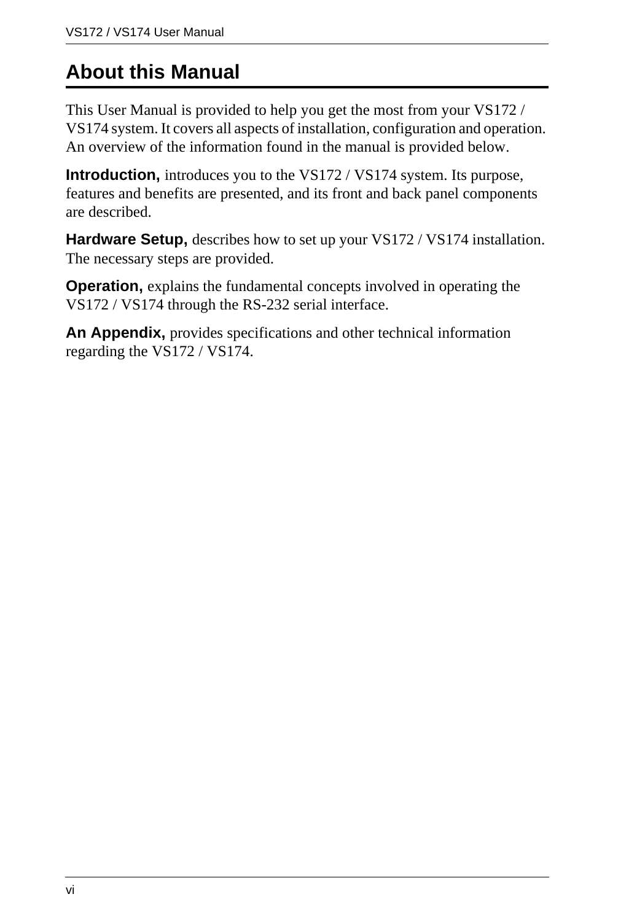# About this Manual

This User Manual is provided to help you get the most from your VS172 / VS174 system. It covers all aspects of installation, configuration and operation. An overview of the information found in the manual is provided below.

**Introduction,** introduces you to the VS172 / VS174 system. Its purpose, features and benefits are presented, and its front and back panel components are described.

**Hardware Setup,** describes how to set up your VS172 / VS174 installation. The necessary steps are provided.

**Operation,** explains the fundamental concepts involved in operating the VS172 / VS174 through the RS-232 serial interface.

**An Appendix,** provides specifications and other technical information regarding the VS172 / VS174.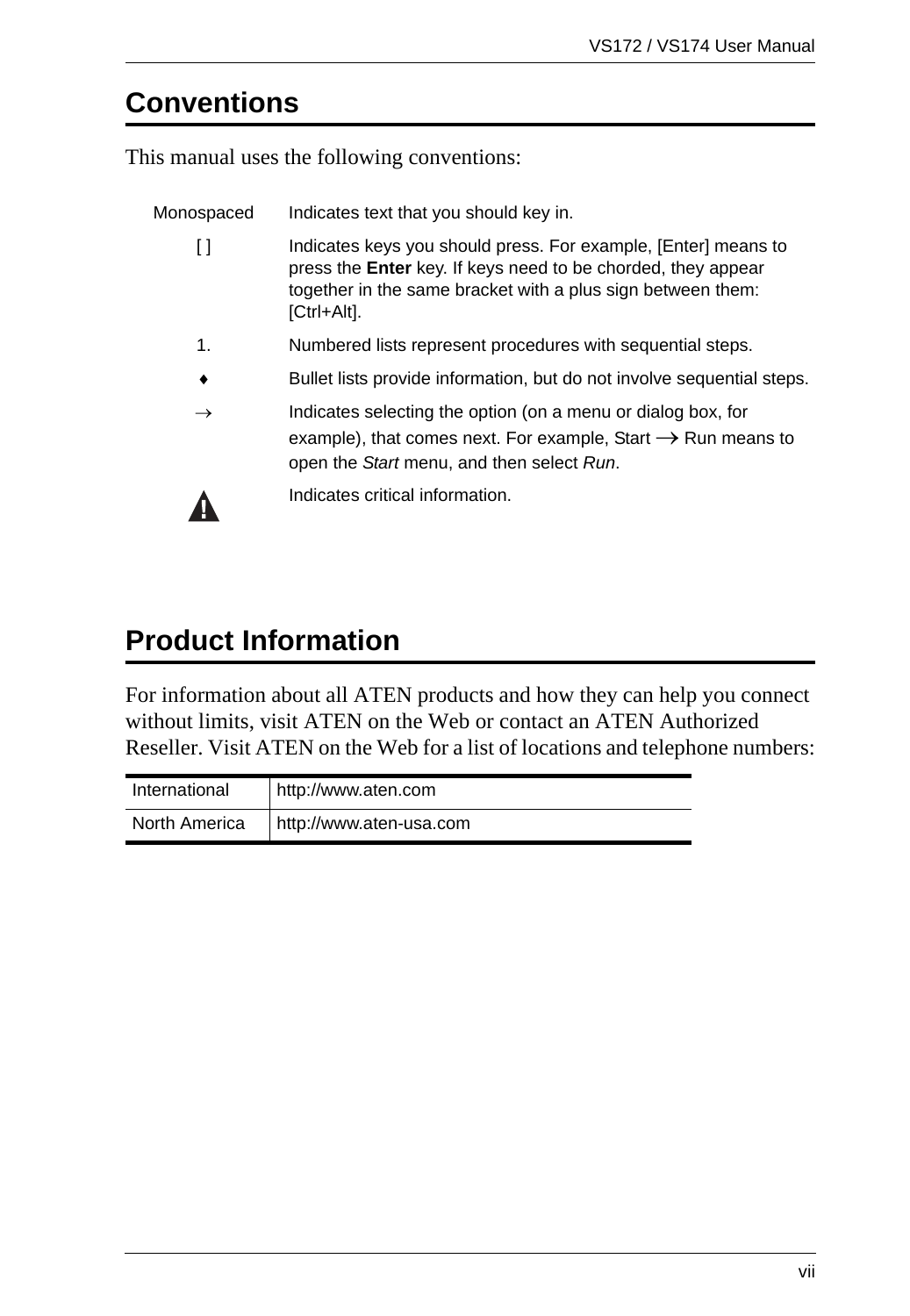## Conventions

This manual uses the following conventions:

| | |
|---|---|
| Monospaced | Indicates text that you should key in. |
| [ ] | Indicates keys you should press. For example, [Enter] means to press the **Enter** key. If keys need to be chorded, they appear together in the same bracket with a plus sign between them: [Ctrl+Alt]. |
| 1. | Numbered lists represent procedures with sequential steps. |
| ♦ | Bullet lists provide information, but do not involve sequential steps. |
| → | Indicates selecting the option (on a menu or dialog box, for example), that comes next. For example, Start → Run means to open the *Start* menu, and then select *Run*. |
| ⚠ | Indicates critical information. |

## Product Information

For information about all ATEN products and how they can help you connect without limits, visit ATEN on the Web or contact an ATEN Authorized Reseller. Visit ATEN on the Web for a list of locations and telephone numbers:

| | |
|---|---|
| International | http://www.aten.com |
| North America | http://www.aten-usa.com |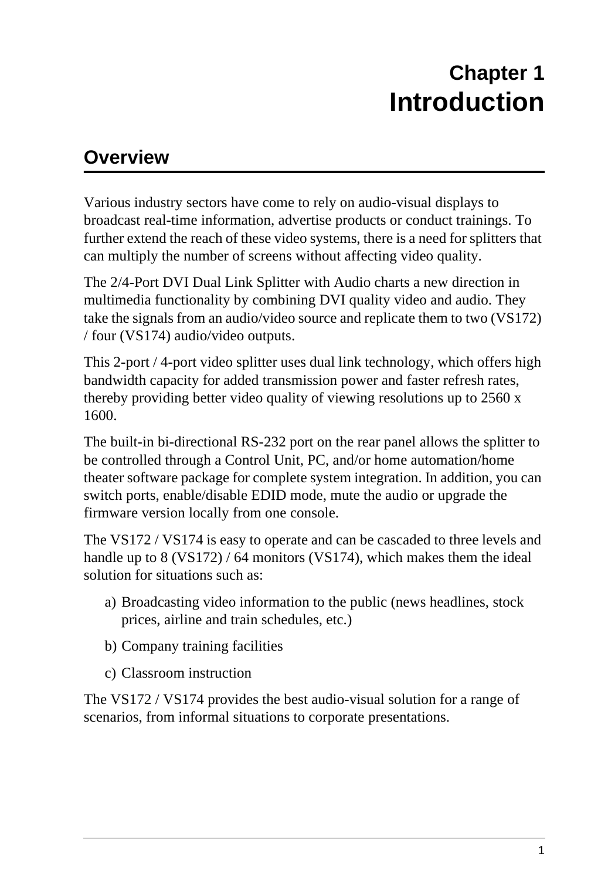# Chapter 1
# Introduction

## Overview

Various industry sectors have come to rely on audio-visual displays to broadcast real-time information, advertise products or conduct trainings. To further extend the reach of these video systems, there is a need for splitters that can multiply the number of screens without affecting video quality.

The 2/4-Port DVI Dual Link Splitter with Audio charts a new direction in multimedia functionality by combining DVI quality video and audio. They take the signals from an audio/video source and replicate them to two (VS172) / four (VS174) audio/video outputs.

This 2-port / 4-port video splitter uses dual link technology, which offers high bandwidth capacity for added transmission power and faster refresh rates, thereby providing better video quality of viewing resolutions up to 2560 x 1600.

The built-in bi-directional RS-232 port on the rear panel allows the splitter to be controlled through a Control Unit, PC, and/or home automation/home theater software package for complete system integration. In addition, you can switch ports, enable/disable EDID mode, mute the audio or upgrade the firmware version locally from one console.

The VS172 / VS174 is easy to operate and can be cascaded to three levels and handle up to 8 (VS172) / 64 monitors (VS174), which makes them the ideal solution for situations such as:

a) Broadcasting video information to the public (news headlines, stock prices, airline and train schedules, etc.)

b) Company training facilities

c) Classroom instruction

The VS172 / VS174 provides the best audio-visual solution for a range of scenarios, from informal situations to corporate presentations.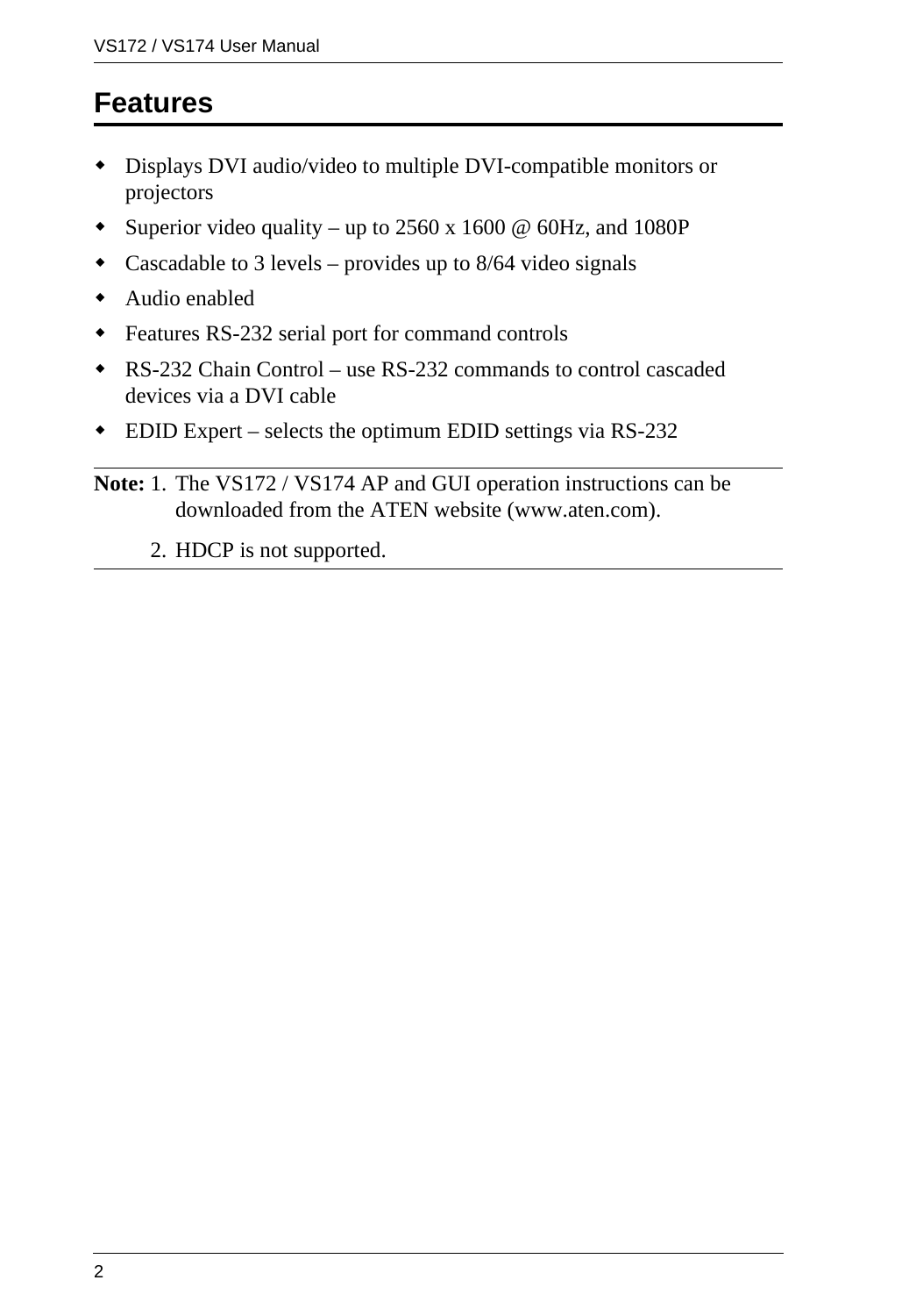## Features

- Displays DVI audio/video to multiple DVI-compatible monitors or projectors
- Superior video quality – up to 2560 x 1600 @ 60Hz, and 1080P
- Cascadable to 3 levels – provides up to 8/64 video signals
- Audio enabled
- Features RS-232 serial port for command controls
- RS-232 Chain Control – use RS-232 commands to control cascaded devices via a DVI cable
- EDID Expert – selects the optimum EDID settings via RS-232

---

**Note:** 1. The VS172 / VS174 AP and GUI operation instructions can be downloaded from the ATEN website (www.aten.com).

2. HDCP is not supported.

---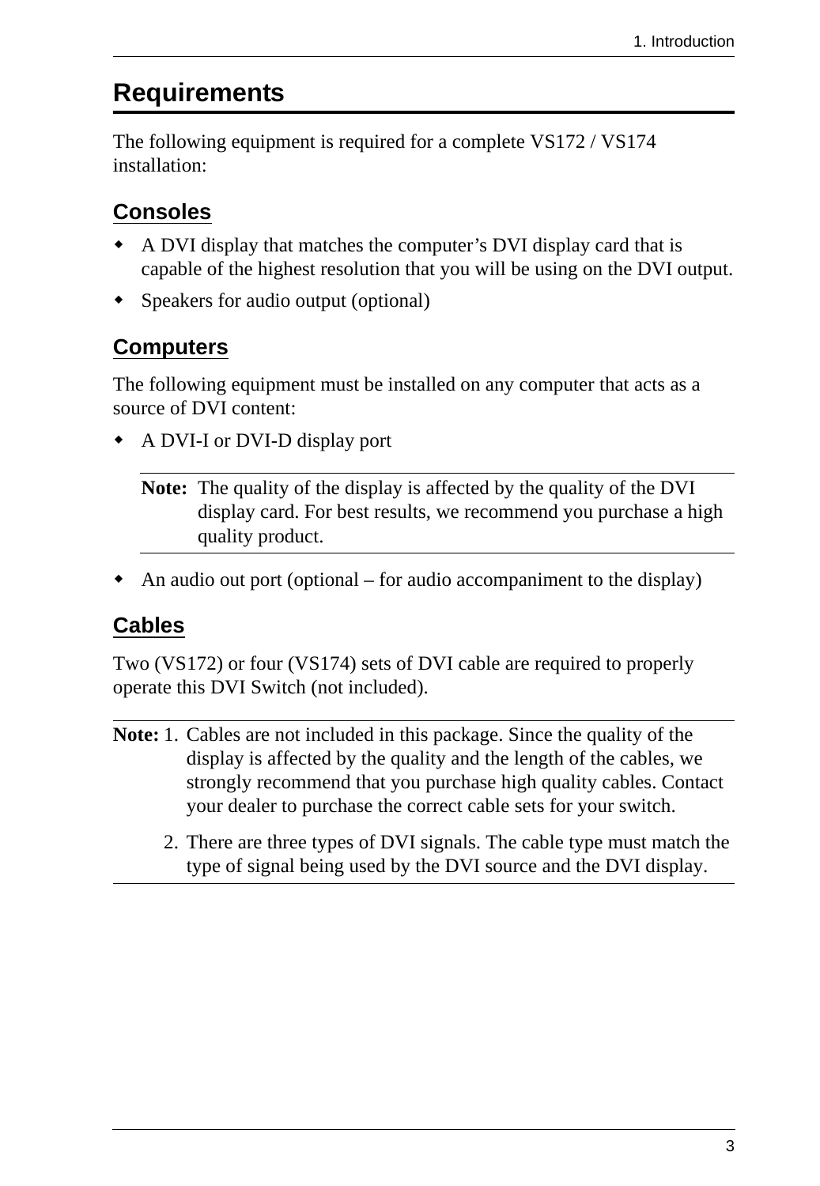## Requirements

The following equipment is required for a complete VS172 / VS174 installation:

### Consoles

- A DVI display that matches the computer's DVI display card that is capable of the highest resolution that you will be using on the DVI output.
- Speakers for audio output (optional)

### Computers

The following equipment must be installed on any computer that acts as a source of DVI content:

- A DVI-I or DVI-D display port

  **Note:** The quality of the display is affected by the quality of the DVI display card. For best results, we recommend you purchase a high quality product.

- An audio out port (optional – for audio accompaniment to the display)

### Cables

Two (VS172) or four (VS174) sets of DVI cable are required to properly operate this DVI Switch (not included).

**Note:** 1. Cables are not included in this package. Since the quality of the display is affected by the quality and the length of the cables, we strongly recommend that you purchase high quality cables. Contact your dealer to purchase the correct cable sets for your switch.

2. There are three types of DVI signals. The cable type must match the type of signal being used by the DVI source and the DVI display.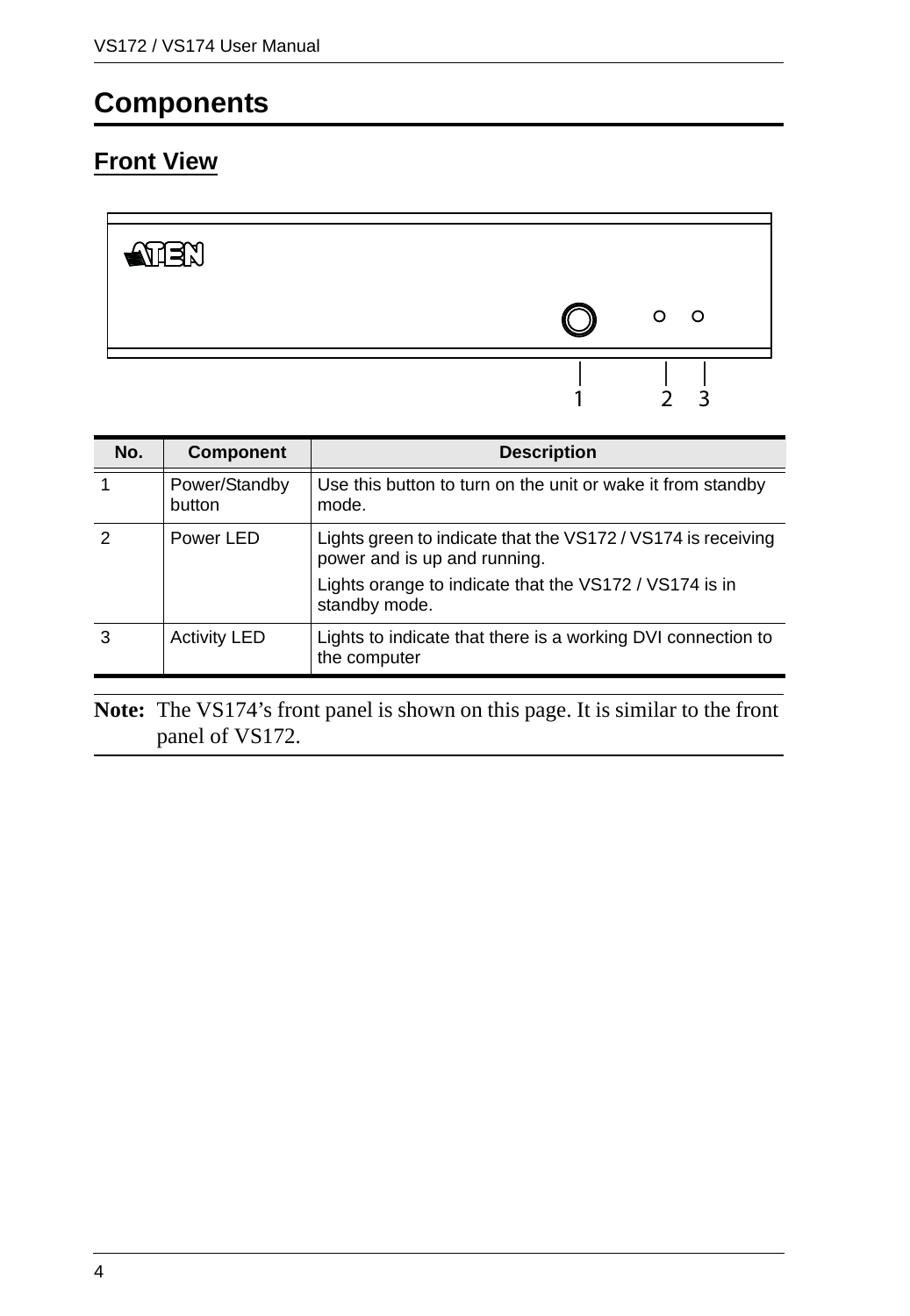# Components

## Front View

| No. | Component | Description |
|---|---|---|
| 1 | Power/Standby button | Use this button to turn on the unit or wake it from standby mode. |
| 2 | Power LED | Lights green to indicate that the VS172 / VS174 is receiving power and is up and running.<br>Lights orange to indicate that the VS172 / VS174 is in standby mode. |
| 3 | Activity LED | Lights to indicate that there is a working DVI connection to the computer |

**Note:** The VS174's front panel is shown on this page. It is similar to the front panel of VS172.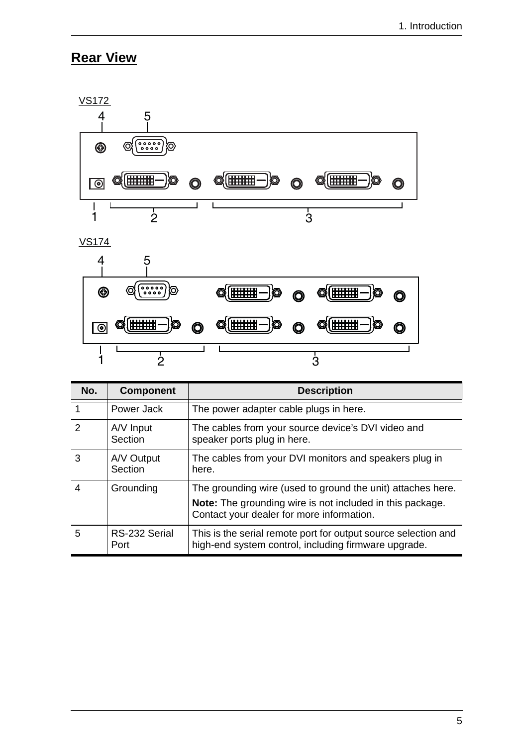## Rear View

VS172

VS174

| No. | Component | Description |
|---|---|---|
| 1 | Power Jack | The power adapter cable plugs in here. |
| 2 | A/V Input Section | The cables from your source device's DVI video and speaker ports plug in here. |
| 3 | A/V Output Section | The cables from your DVI monitors and speakers plug in here. |
| 4 | Grounding | The grounding wire (used to ground the unit) attaches here. **Note:** The grounding wire is not included in this package. Contact your dealer for more information. |
| 5 | RS-232 Serial Port | This is the serial remote port for output source selection and high-end system control, including firmware upgrade. |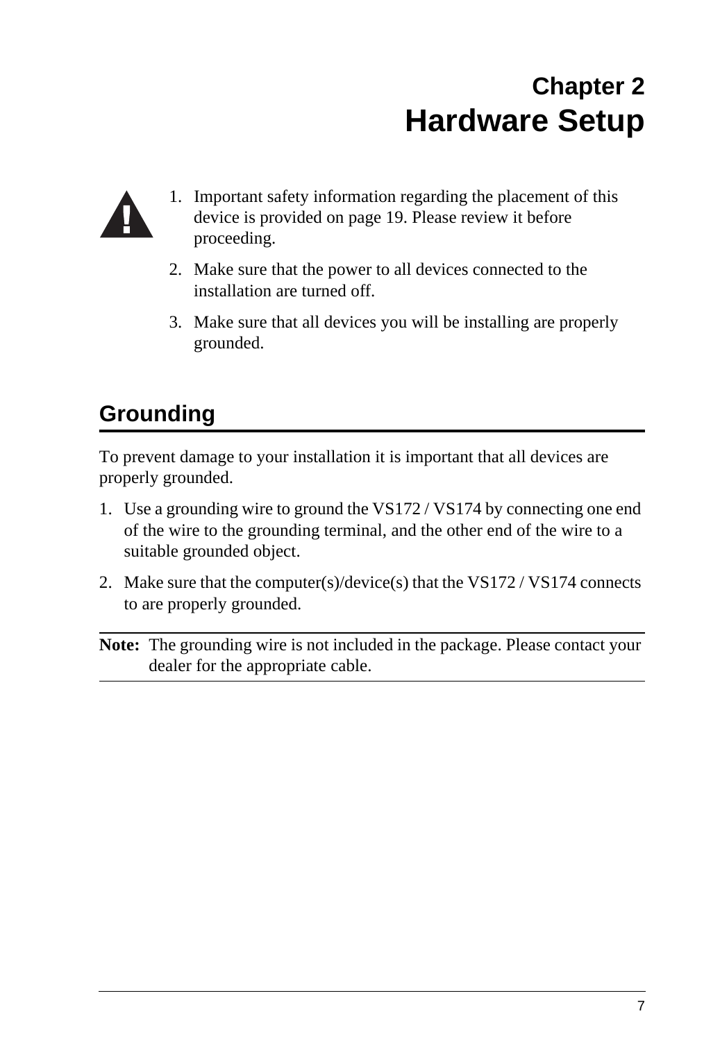# Chapter 2
# Hardware Setup

1. Important safety information regarding the placement of this device is provided on page 19. Please review it before proceeding.
2. Make sure that the power to all devices connected to the installation are turned off.
3. Make sure that all devices you will be installing are properly grounded.

## Grounding

To prevent damage to your installation it is important that all devices are properly grounded.

1. Use a grounding wire to ground the VS172 / VS174 by connecting one end of the wire to the grounding terminal, and the other end of the wire to a suitable grounded object.
2. Make sure that the computer(s)/device(s) that the VS172 / VS174 connects to are properly grounded.

**Note:** The grounding wire is not included in the package. Please contact your dealer for the appropriate cable.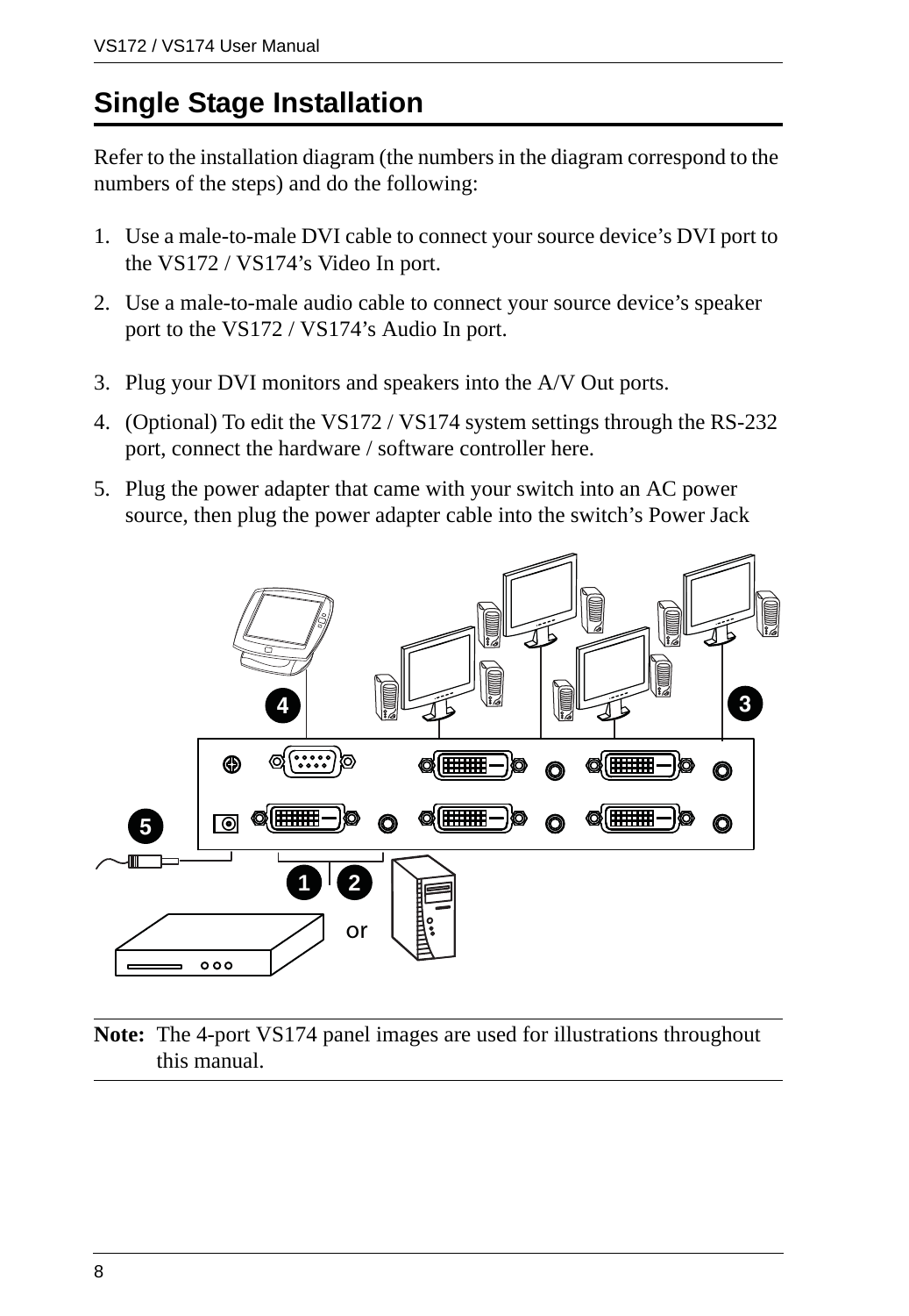## Single Stage Installation

Refer to the installation diagram (the numbers in the diagram correspond to the numbers of the steps) and do the following:

1. Use a male-to-male DVI cable to connect your source device's DVI port to the VS172 / VS174's Video In port.
2. Use a male-to-male audio cable to connect your source device's speaker port to the VS172 / VS174's Audio In port.
3. Plug your DVI monitors and speakers into the A/V Out ports.
4. (Optional) To edit the VS172 / VS174 system settings through the RS-232 port, connect the hardware / software controller here.
5. Plug the power adapter that came with your switch into an AC power source, then plug the power adapter cable into the switch's Power Jack

**Note:** The 4-port VS174 panel images are used for illustrations throughout this manual.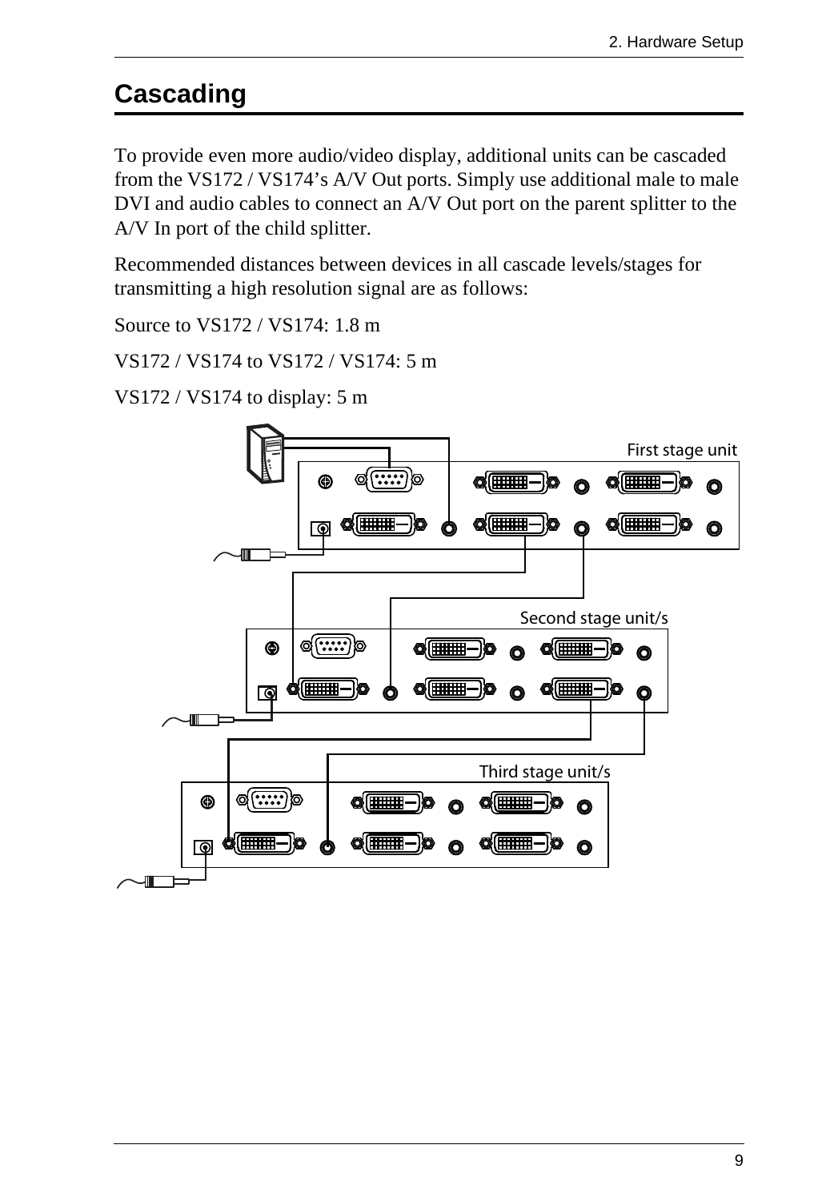## Cascading

To provide even more audio/video display, additional units can be cascaded from the VS172 / VS174's A/V Out ports. Simply use additional male to male DVI and audio cables to connect an A/V Out port on the parent splitter to the A/V In port of the child splitter.

Recommended distances between devices in all cascade levels/stages for transmitting a high resolution signal are as follows:

Source to VS172 / VS174: 1.8 m

VS172 / VS174 to VS172 / VS174: 5 m

VS172 / VS174 to display: 5 m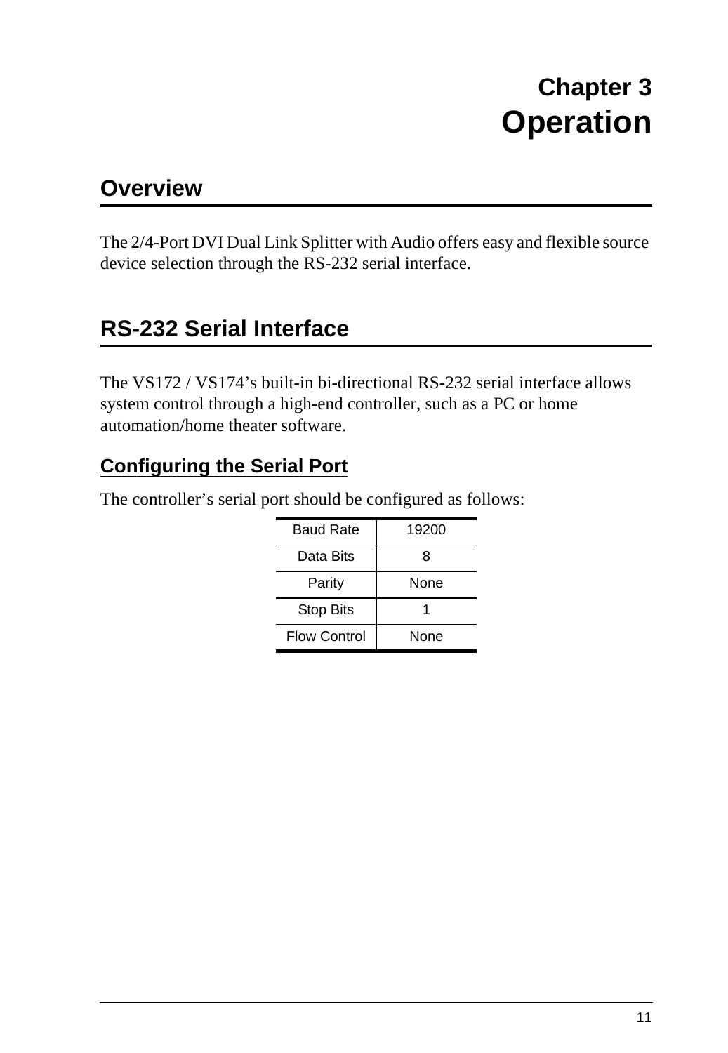# Chapter 3
# Operation

## Overview

The 2/4-Port DVI Dual Link Splitter with Audio offers easy and flexible source device selection through the RS-232 serial interface.

## RS-232 Serial Interface

The VS172 / VS174’s built-in bi-directional RS-232 serial interface allows system control through a high-end controller, such as a PC or home automation/home theater software.

### Configuring the Serial Port

The controller’s serial port should be configured as follows:

| Baud Rate | 19200 |
|---|---|
| Data Bits | 8 |
| Parity | None |
| Stop Bits | 1 |
| Flow Control | None |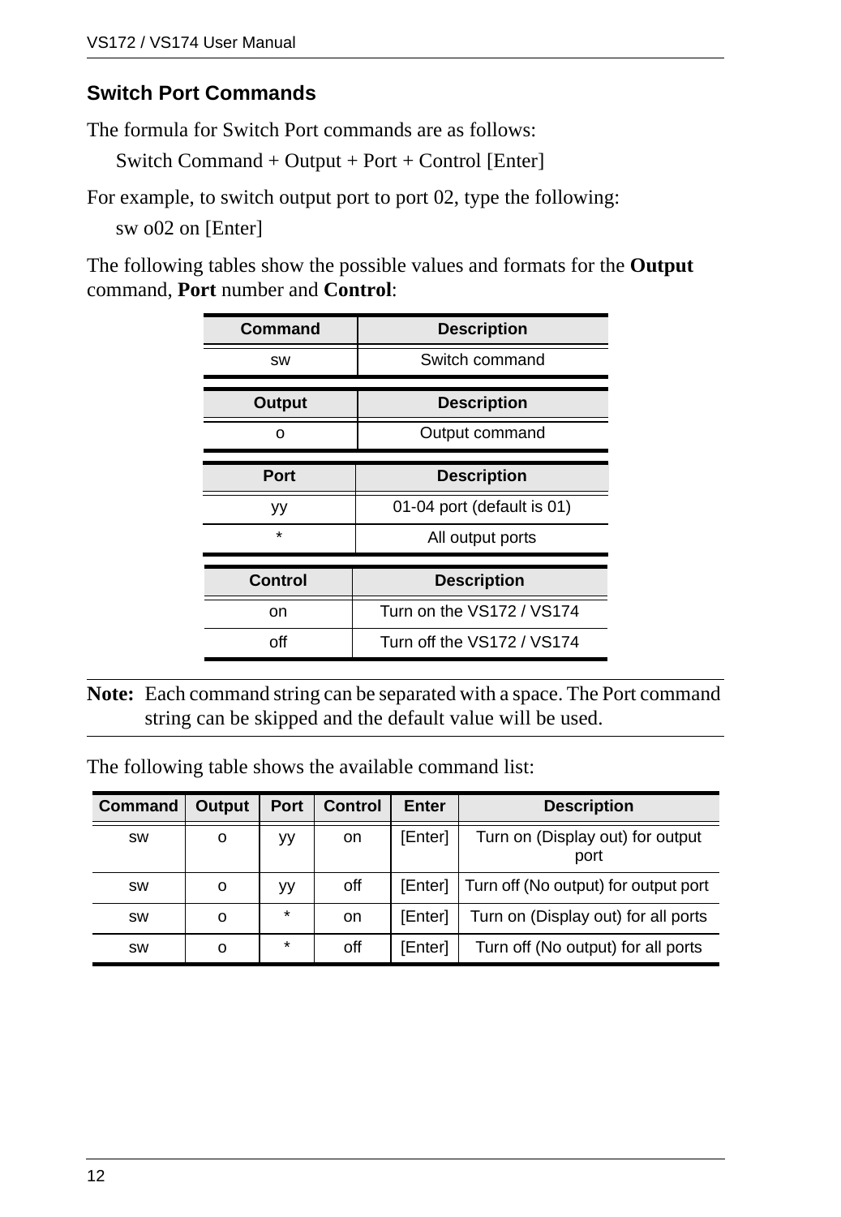### Switch Port Commands

The formula for Switch Port commands are as follows:

Switch Command + Output + Port + Control [Enter]

For example, to switch output port to port 02, type the following:

sw o02 on [Enter]

The following tables show the possible values and formats for the **Output** command, **Port** number and **Control**:

| Command | Description |
|---|---|
| sw | Switch command |

| Output | Description |
|---|---|
| o | Output command |

| Port | Description |
|---|---|
| yy | 01-04 port (default is 01) |
| * | All output ports |

| Control | Description |
|---|---|
| on | Turn on the VS172 / VS174 |
| off | Turn off the VS172 / VS174 |

**Note:** Each command string can be separated with a space. The Port command string can be skipped and the default value will be used.

The following table shows the available command list:

| Command | Output | Port | Control | Enter | Description |
|---|---|---|---|---|---|
| sw | o | yy | on | [Enter] | Turn on (Display out) for output port |
| sw | o | yy | off | [Enter] | Turn off (No output) for output port |
| sw | o | * | on | [Enter] | Turn on (Display out) for all ports |
| sw | o | * | off | [Enter] | Turn off (No output) for all ports |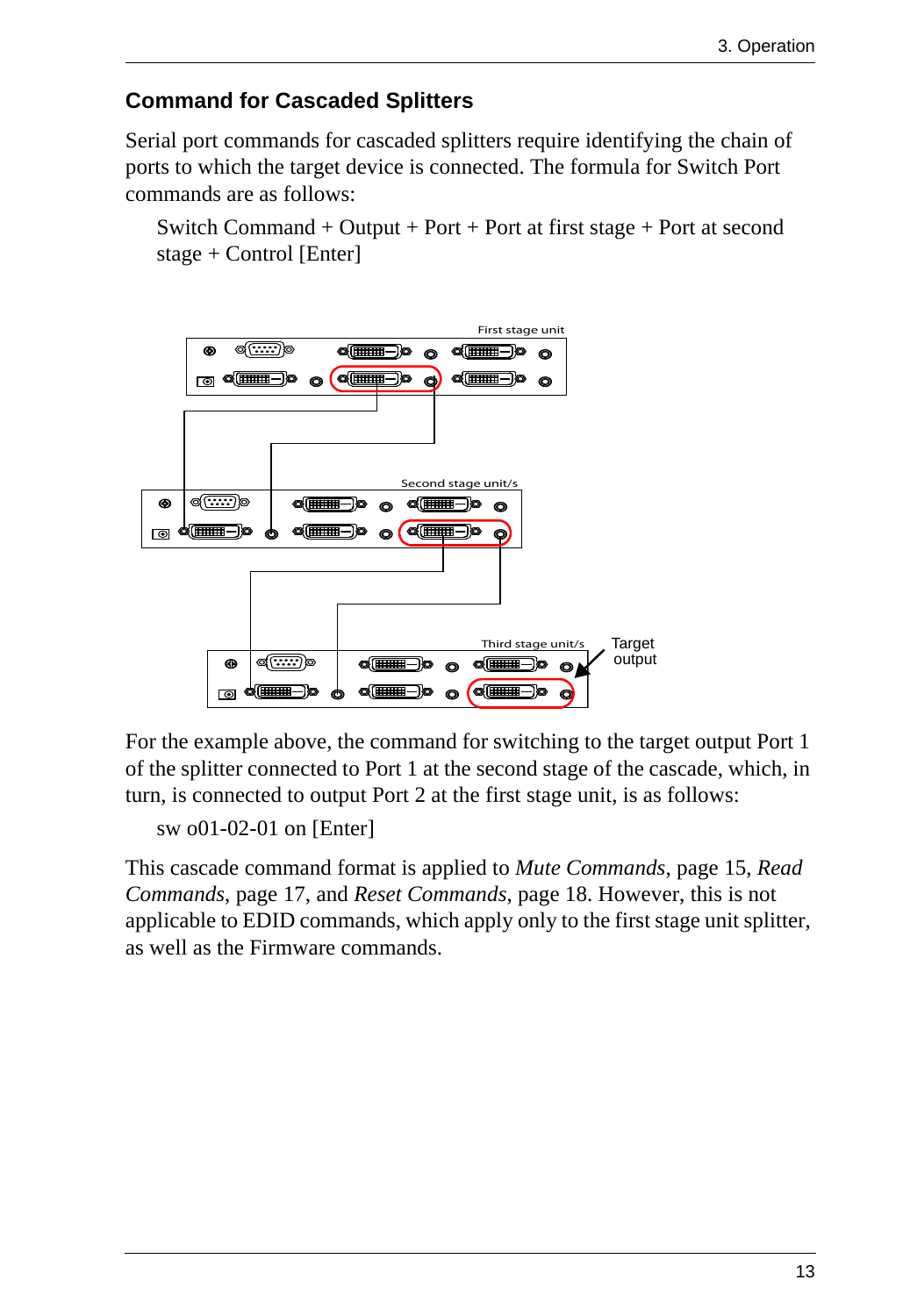## Command for Cascaded Splitters

Serial port commands for cascaded splitters require identifying the chain of ports to which the target device is connected. The formula for Switch Port commands are as follows:

Switch Command + Output + Port + Port at first stage + Port at second stage + Control [Enter]

First stage unit

Second stage unit/s

Third stage unit/s

Target output

For the example above, the command for switching to the target output Port 1 of the splitter connected to Port 1 at the second stage of the cascade, which, in turn, is connected to output Port 2 at the first stage unit, is as follows:

sw o01-02-01 on [Enter]

This cascade command format is applied to *Mute Commands*, page 15, *Read Commands*, page 17, and *Reset Commands*, page 18. However, this is not applicable to EDID commands, which apply only to the first stage unit splitter, as well as the Firmware commands.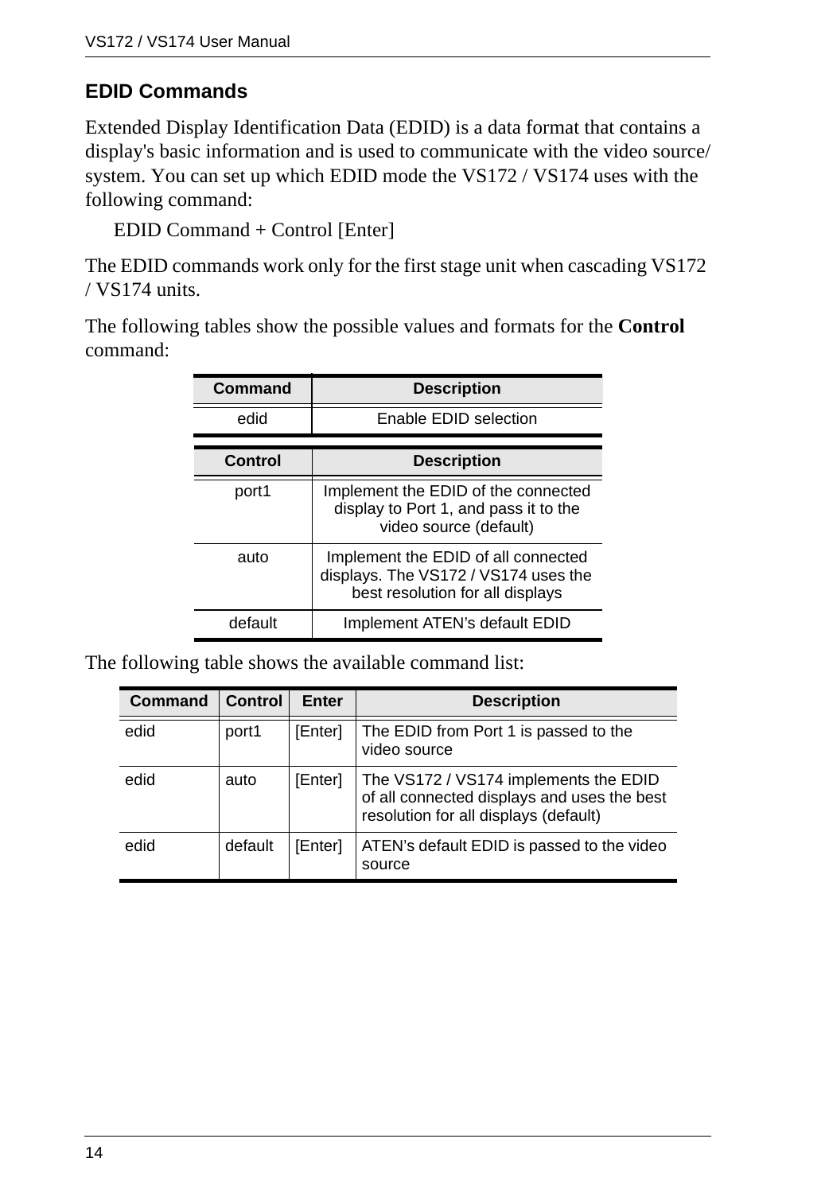## EDID Commands

Extended Display Identification Data (EDID) is a data format that contains a display's basic information and is used to communicate with the video source/ system. You can set up which EDID mode the VS172 / VS174 uses with the following command:

EDID Command + Control [Enter]

The EDID commands work only for the first stage unit when cascading VS172 / VS174 units.

The following tables show the possible values and formats for the **Control** command:

| Command | Description |
|---|---|
| edid | Enable EDID selection |

| Control | Description |
|---|---|
| port1 | Implement the EDID of the connected display to Port 1, and pass it to the video source (default) |
| auto | Implement the EDID of all connected displays. The VS172 / VS174 uses the best resolution for all displays |
| default | Implement ATEN's default EDID |

The following table shows the available command list:

| Command | Control | Enter | Description |
|---|---|---|---|
| edid | port1 | [Enter] | The EDID from Port 1 is passed to the video source |
| edid | auto | [Enter] | The VS172 / VS174 implements the EDID of all connected displays and uses the best resolution for all displays (default) |
| edid | default | [Enter] | ATEN's default EDID is passed to the video source |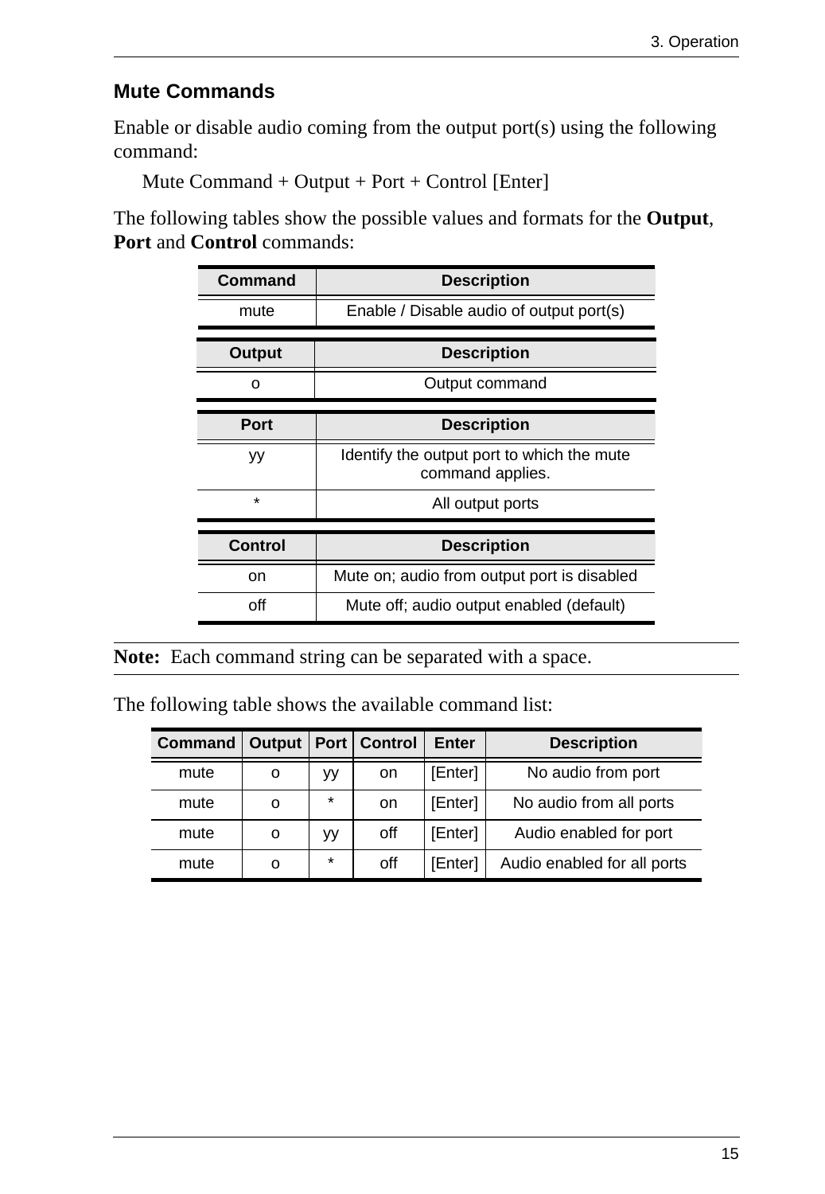## Mute Commands

Enable or disable audio coming from the output port(s) using the following command:

Mute Command + Output + Port + Control [Enter]

The following tables show the possible values and formats for the **Output**, **Port** and **Control** commands:

| Command | Description |
| --- | --- |
| mute | Enable / Disable audio of output port(s) |

| Output | Description |
| --- | --- |
| o | Output command |

| Port | Description |
| --- | --- |
| yy | Identify the output port to which the mute command applies. |
| * | All output ports |

| Control | Description |
| --- | --- |
| on | Mute on; audio from output port is disabled |
| off | Mute off; audio output enabled (default) |

**Note:** Each command string can be separated with a space.

The following table shows the available command list:

| Command | Output | Port | Control | Enter | Description |
| --- | --- | --- | --- | --- | --- |
| mute | o | yy | on | [Enter] | No audio from port |
| mute | o | * | on | [Enter] | No audio from all ports |
| mute | o | yy | off | [Enter] | Audio enabled for port |
| mute | o | * | off | [Enter] | Audio enabled for all ports |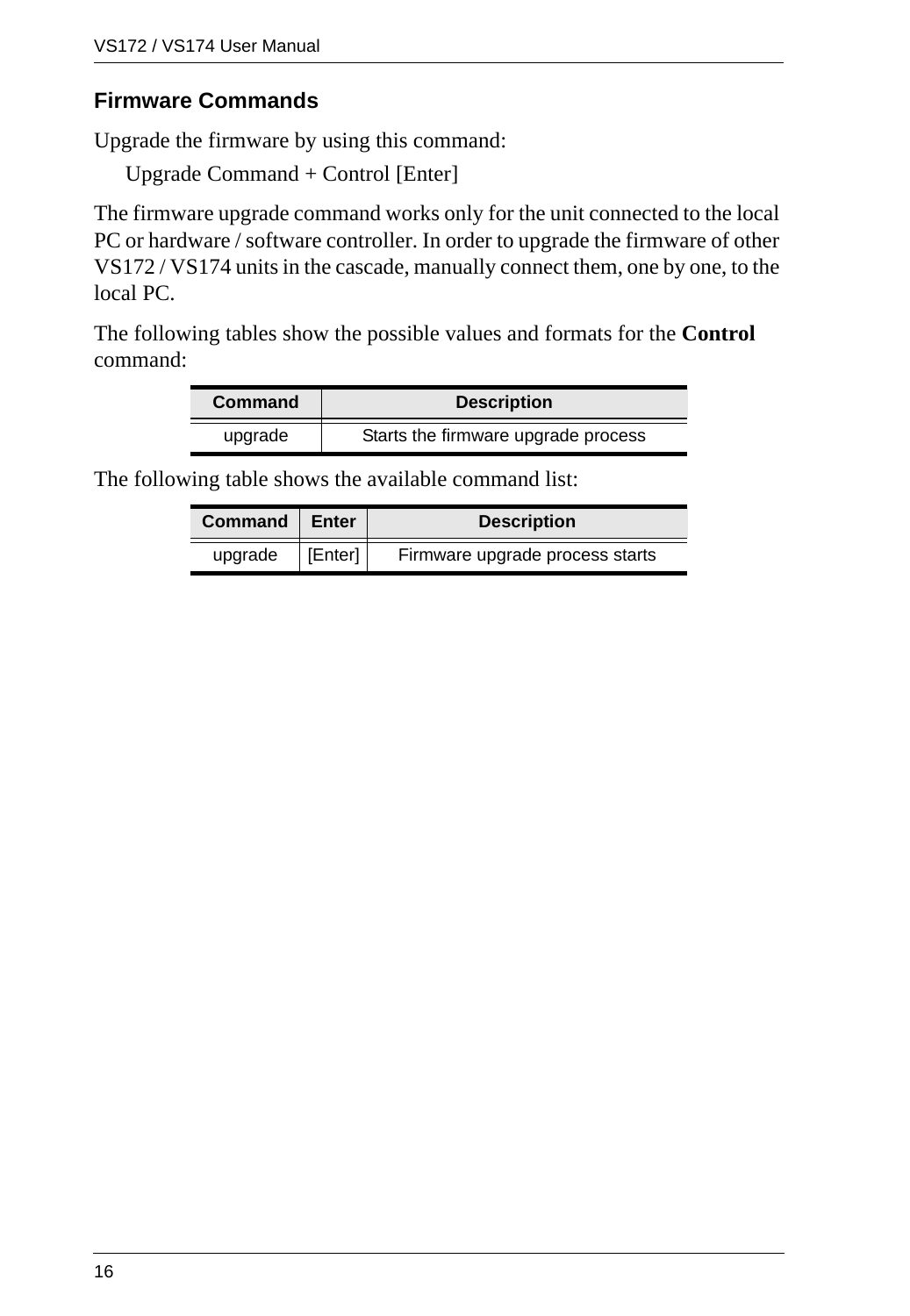### Firmware Commands

Upgrade the firmware by using this command:

Upgrade Command + Control [Enter]

The firmware upgrade command works only for the unit connected to the local PC or hardware / software controller. In order to upgrade the firmware of other VS172 / VS174 units in the cascade, manually connect them, one by one, to the local PC.

The following tables show the possible values and formats for the **Control** command:

| Command | Description |
|---|---|
| upgrade | Starts the firmware upgrade process |

The following table shows the available command list:

| Command | Enter | Description |
|---|---|---|
| upgrade | [Enter] | Firmware upgrade process starts |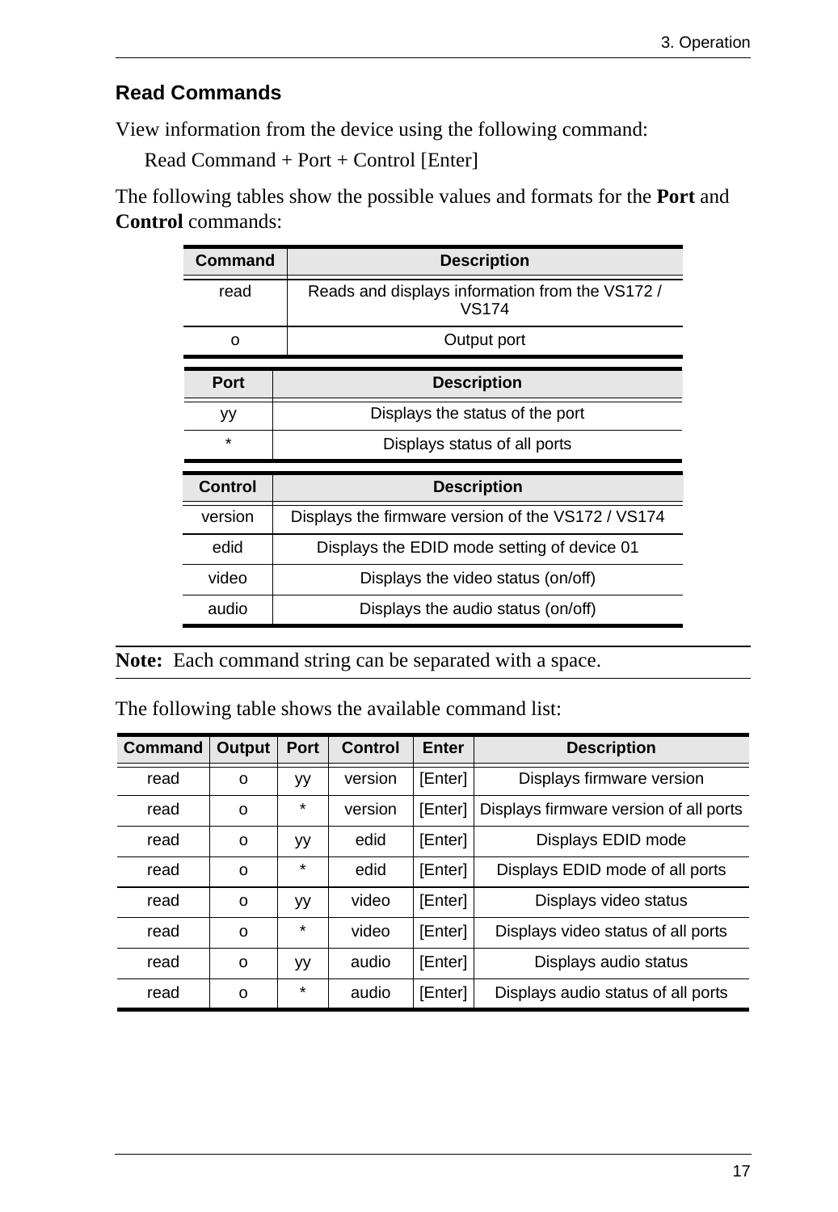### Read Commands

View information from the device using the following command:

Read Command + Port + Control [Enter]

The following tables show the possible values and formats for the **Port** and **Control** commands:

| Command | Description |
|---|---|
| read | Reads and displays information from the VS172 / VS174 |
| o | Output port |

| Port | Description |
|---|---|
| yy | Displays the status of the port |
| * | Displays status of all ports |

| Control | Description |
|---|---|
| version | Displays the firmware version of the VS172 / VS174 |
| edid | Displays the EDID mode setting of device 01 |
| video | Displays the video status (on/off) |
| audio | Displays the audio status (on/off) |

**Note:** Each command string can be separated with a space.

The following table shows the available command list:

| Command | Output | Port | Control | Enter | Description |
|---|---|---|---|---|---|
| read | o | yy | version | [Enter] | Displays firmware version |
| read | o | * | version | [Enter] | Displays firmware version of all ports |
| read | o | yy | edid | [Enter] | Displays EDID mode |
| read | o | * | edid | [Enter] | Displays EDID mode of all ports |
| read | o | yy | video | [Enter] | Displays video status |
| read | o | * | video | [Enter] | Displays video status of all ports |
| read | o | yy | audio | [Enter] | Displays audio status |
| read | o | * | audio | [Enter] | Displays audio status of all ports |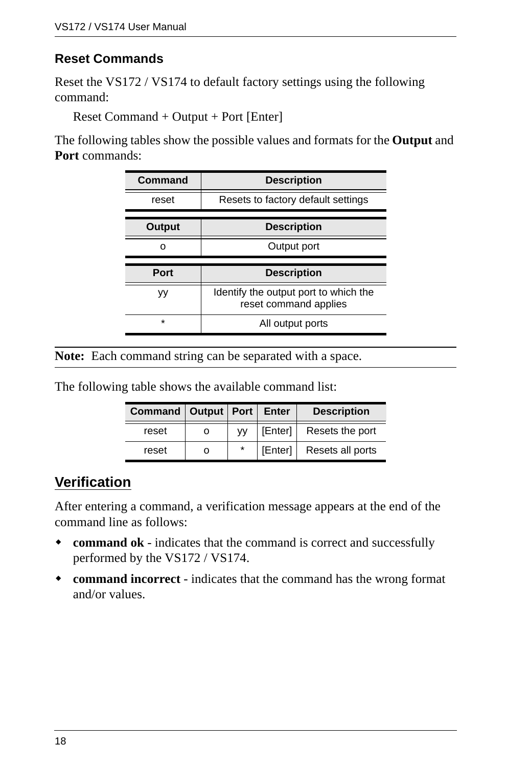### Reset Commands

Reset the VS172 / VS174 to default factory settings using the following command:

Reset Command + Output + Port [Enter]

The following tables show the possible values and formats for the **Output** and **Port** commands:

| Command | Description |
|---|---|
| reset | Resets to factory default settings |

| Output | Description |
|---|---|
| o | Output port |

| Port | Description |
|---|---|
| yy | Identify the output port to which the reset command applies |
| * | All output ports |

**Note:** Each command string can be separated with a space.

The following table shows the available command list:

| Command | Output | Port | Enter | Description |
|---|---|---|---|---|
| reset | o | yy | [Enter] | Resets the port |
| reset | o | * | [Enter] | Resets all ports |

## Verification

After entering a command, a verification message appears at the end of the command line as follows:

- **command ok** - indicates that the command is correct and successfully performed by the VS172 / VS174.
- **command incorrect** - indicates that the command has the wrong format and/or values.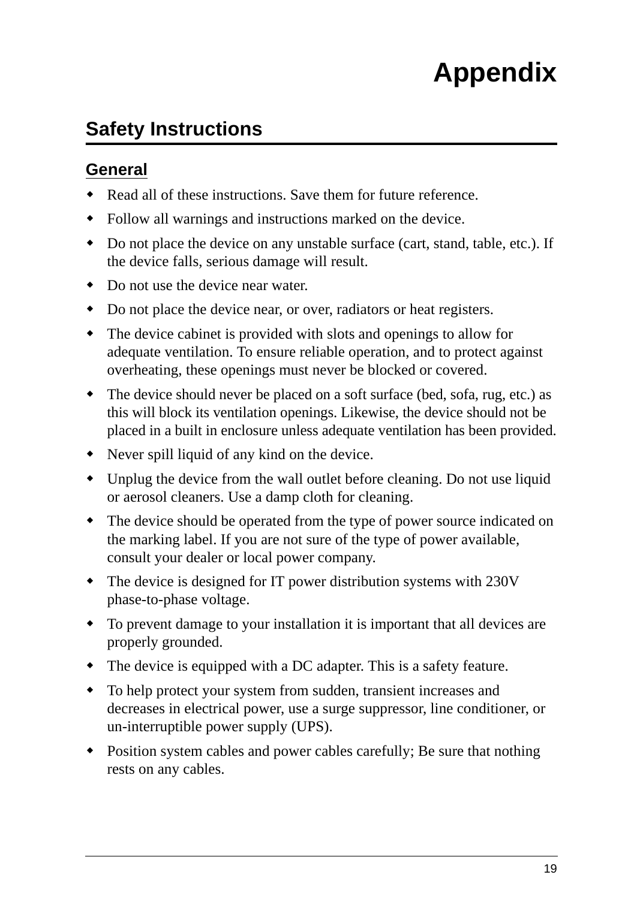# Appendix

## Safety Instructions

### General

- Read all of these instructions. Save them for future reference.
- Follow all warnings and instructions marked on the device.
- Do not place the device on any unstable surface (cart, stand, table, etc.). If the device falls, serious damage will result.
- Do not use the device near water.
- Do not place the device near, or over, radiators or heat registers.
- The device cabinet is provided with slots and openings to allow for adequate ventilation. To ensure reliable operation, and to protect against overheating, these openings must never be blocked or covered.
- The device should never be placed on a soft surface (bed, sofa, rug, etc.) as this will block its ventilation openings. Likewise, the device should not be placed in a built in enclosure unless adequate ventilation has been provided.
- Never spill liquid of any kind on the device.
- Unplug the device from the wall outlet before cleaning. Do not use liquid or aerosol cleaners. Use a damp cloth for cleaning.
- The device should be operated from the type of power source indicated on the marking label. If you are not sure of the type of power available, consult your dealer or local power company.
- The device is designed for IT power distribution systems with 230V phase-to-phase voltage.
- To prevent damage to your installation it is important that all devices are properly grounded.
- The device is equipped with a DC adapter. This is a safety feature.
- To help protect your system from sudden, transient increases and decreases in electrical power, use a surge suppressor, line conditioner, or un-interruptible power supply (UPS).
- Position system cables and power cables carefully; Be sure that nothing rests on any cables.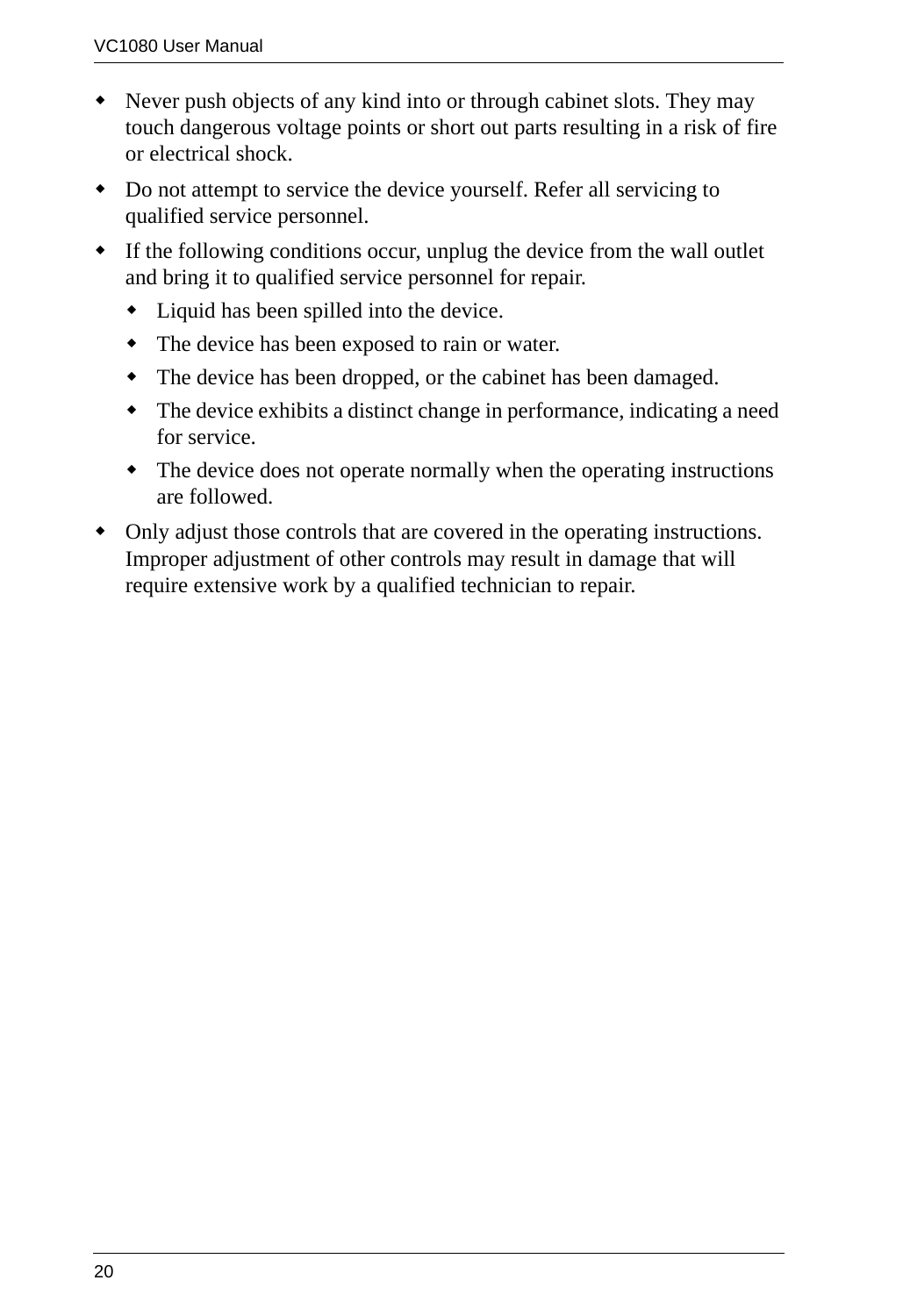- Never push objects of any kind into or through cabinet slots. They may touch dangerous voltage points or short out parts resulting in a risk of fire or electrical shock.
- Do not attempt to service the device yourself. Refer all servicing to qualified service personnel.
- If the following conditions occur, unplug the device from the wall outlet and bring it to qualified service personnel for repair.
  - Liquid has been spilled into the device.
  - The device has been exposed to rain or water.
  - The device has been dropped, or the cabinet has been damaged.
  - The device exhibits a distinct change in performance, indicating a need for service.
  - The device does not operate normally when the operating instructions are followed.
- Only adjust those controls that are covered in the operating instructions. Improper adjustment of other controls may result in damage that will require extensive work by a qualified technician to repair.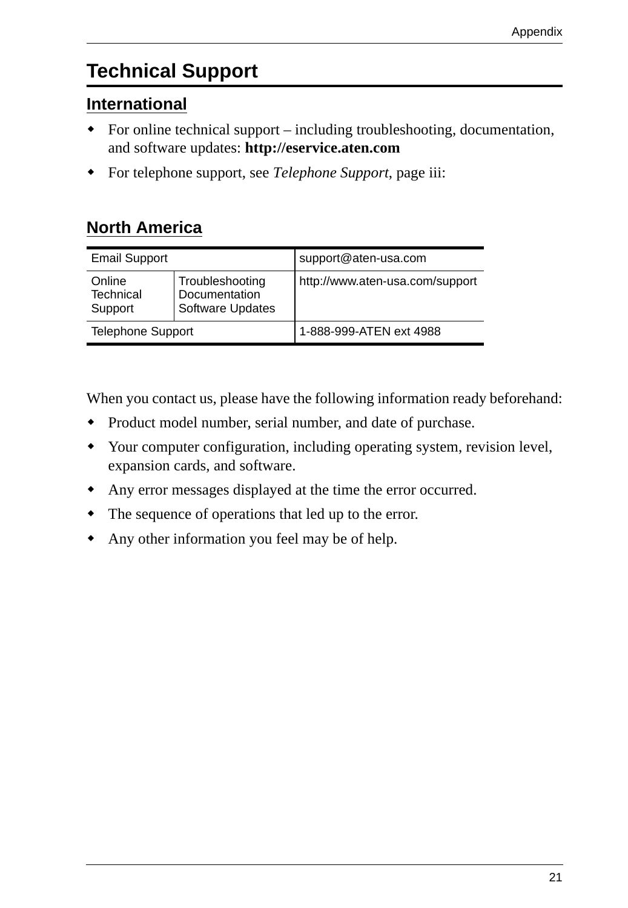# Technical Support

## International

- For online technical support – including troubleshooting, documentation, and software updates: **http://eservice.aten.com**
- For telephone support, see *Telephone Support*, page iii:

## North America

| Email Support | | support@aten-usa.com |
|---|---|---|
| Online Technical Support | Troubleshooting Documentation Software Updates | http://www.aten-usa.com/support |
| Telephone Support | | 1-888-999-ATEN ext 4988 |

When you contact us, please have the following information ready beforehand:

- Product model number, serial number, and date of purchase.
- Your computer configuration, including operating system, revision level, expansion cards, and software.
- Any error messages displayed at the time the error occurred.
- The sequence of operations that led up to the error.
- Any other information you feel may be of help.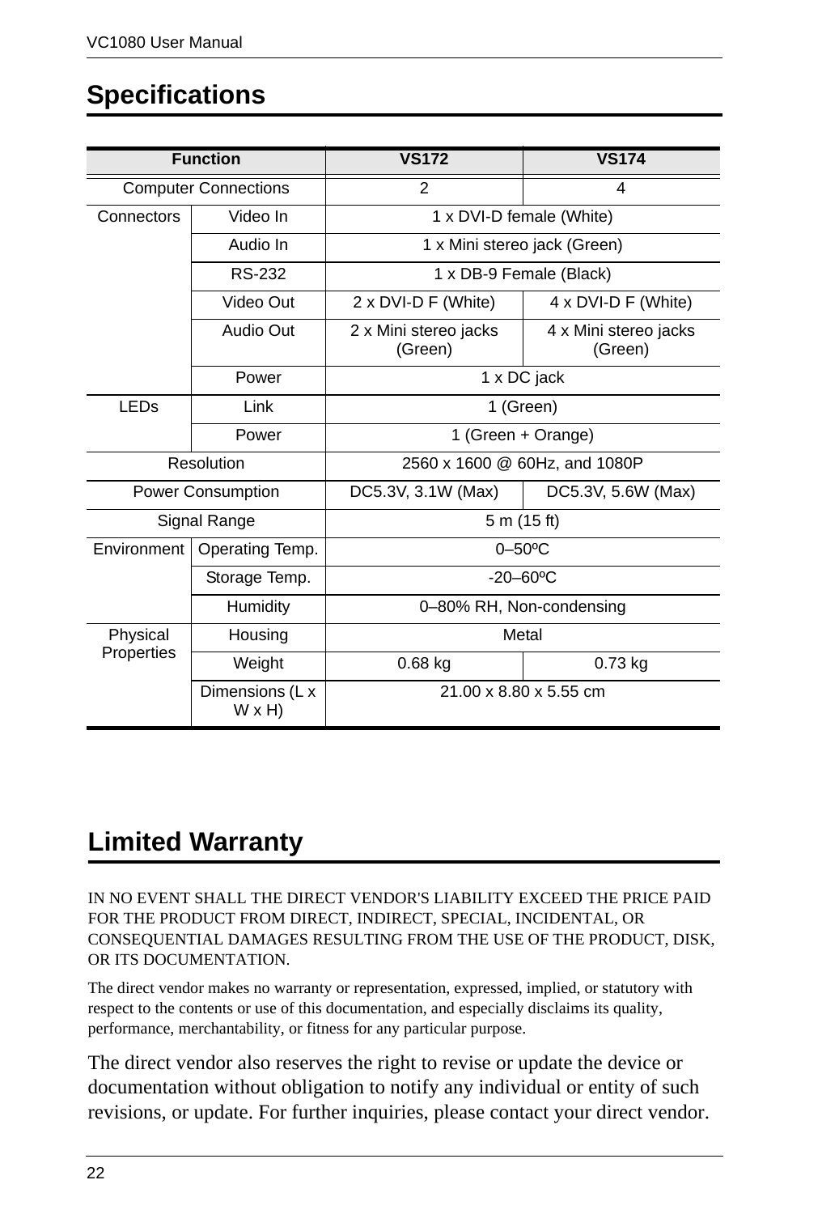## Specifications

| Function | | VS172 | VS174 |
|---|---|---|---|
| Computer Connections | | 2 | 4 |
| Connectors | Video In | 1 x DVI-D female (White) | |
| | Audio In | 1 x Mini stereo jack (Green) | |
| | RS-232 | 1 x DB-9 Female (Black) | |
| | Video Out | 2 x DVI-D F (White) | 4 x DVI-D F (White) |
| | Audio Out | 2 x Mini stereo jacks (Green) | 4 x Mini stereo jacks (Green) |
| | Power | 1 x DC jack | |
| LEDs | Link | 1 (Green) | |
| | Power | 1 (Green + Orange) | |
| Resolution | | 2560 x 1600 @ 60Hz, and 1080P | |
| Power Consumption | | DC5.3V, 3.1W (Max) | DC5.3V, 5.6W (Max) |
| Signal Range | | 5 m (15 ft) | |
| Environment | Operating Temp. | 0–50ºC | |
| | Storage Temp. | -20–60ºC | |
| | Humidity | 0–80% RH, Non-condensing | |
| Physical Properties | Housing | Metal | |
| | Weight | 0.68 kg | 0.73 kg |
| | Dimensions (L x W x H) | 21.00 x 8.80 x 5.55 cm | |

## Limited Warranty

IN NO EVENT SHALL THE DIRECT VENDOR'S LIABILITY EXCEED THE PRICE PAID FOR THE PRODUCT FROM DIRECT, INDIRECT, SPECIAL, INCIDENTAL, OR CONSEQUENTIAL DAMAGES RESULTING FROM THE USE OF THE PRODUCT, DISK, OR ITS DOCUMENTATION.

The direct vendor makes no warranty or representation, expressed, implied, or statutory with respect to the contents or use of this documentation, and especially disclaims its quality, performance, merchantability, or fitness for any particular purpose.

The direct vendor also reserves the right to revise or update the device or documentation without obligation to notify any individual or entity of such revisions, or update. For further inquiries, please contact your direct vendor.